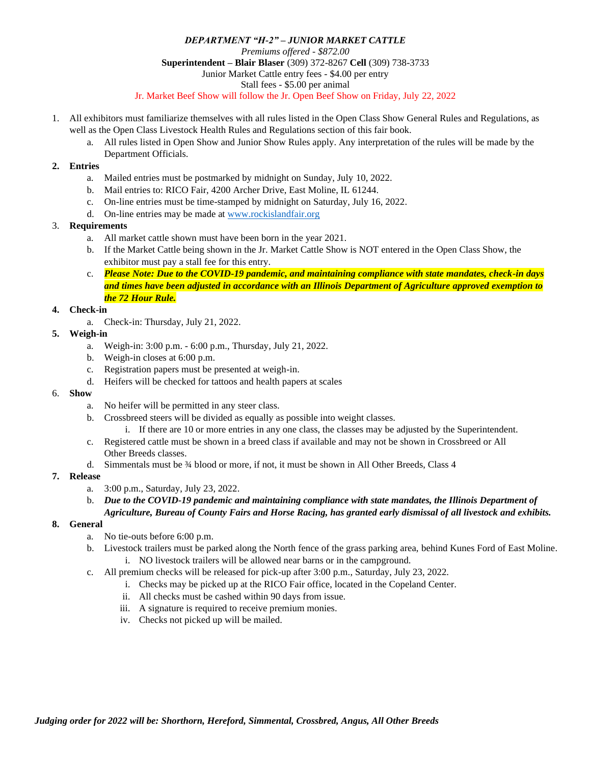# *DEPARTMENT "H-2" – JUNIOR MARKET CATTLE*

*Premiums offered - $872.00*

**Superintendent – Blair Blaser** (309) 372-8267 **Cell** (309) 738-3733

Junior Market Cattle entry fees - $4.00 per entry

Stall fees - $5.00 per animal

Jr. Market Beef Show will follow the Jr. Open Beef Show on Friday, July 22, 2022

1. All exhibitors must familiarize themselves with all rules listed in the Open Class Show General Rules and Regulations, as well as the Open Class Livestock Health Rules and Regulations section of this fair book.
    a. All rules listed in Open Show and Junior Show Rules apply. Any interpretation of the rules will be made by the Department Officials.
2. **Entries**
    a. Mailed entries must be postmarked by midnight on Sunday, July 10, 2022.
    b. Mail entries to: RICO Fair, 4200 Archer Drive, East Moline, IL 61244.
    c. On-line entries must be time-stamped by midnight on Saturday, July 16, 2022.
    d. On-line entries may be made at www.rockislandfair.org
3. **Requirements**
    a. All market cattle shown must have been born in the year 2021.
    b. If the Market Cattle being shown in the Jr. Market Cattle Show is NOT entered in the Open Class Show, the exhibitor must pay a stall fee for this entry.
    c. ***Please Note: Due to the COVID-19 pandemic, and maintaining compliance with state mandates, check-in days and times have been adjusted in accordance with an Illinois Department of Agriculture approved exemption to the 72 Hour Rule.***
4. **Check-in**
    a. Check-in: Thursday, July 21, 2022.
5. **Weigh-in**
    a. Weigh-in: 3:00 p.m. - 6:00 p.m., Thursday, July 21, 2022.
    b. Weigh-in closes at 6:00 p.m.
    c. Registration papers must be presented at weigh-in.
    d. Heifers will be checked for tattoos and health papers at scales
6. **Show**
    a. No heifer will be permitted in any steer class.
    b. Crossbreed steers will be divided as equally as possible into weight classes.
        i. If there are 10 or more entries in any one class, the classes may be adjusted by the Superintendent.
    c. Registered cattle must be shown in a breed class if available and may not be shown in Crossbreed or All Other Breeds classes.
    d. Simmentals must be ¾ blood or more, if not, it must be shown in All Other Breeds, Class 4
7. **Release**
    a. 3:00 p.m., Saturday, July 23, 2022.
    b. ***Due to the COVID-19 pandemic and maintaining compliance with state mandates, the Illinois Department of Agriculture, Bureau of County Fairs and Horse Racing, has granted early dismissal of all livestock and exhibits.***
8. **General**
    a. No tie-outs before 6:00 p.m.
    b. Livestock trailers must be parked along the North fence of the grass parking area, behind Kunes Ford of East Moline.
        i. NO livestock trailers will be allowed near barns or in the campground.
    c. All premium checks will be released for pick-up after 3:00 p.m., Saturday, July 23, 2022.
        i. Checks may be picked up at the RICO Fair office, located in the Copeland Center.
        ii. All checks must be cashed within 90 days from issue.
        iii. A signature is required to receive premium monies.
        iv. Checks not picked up will be mailed.

***Judging order for 2022 will be: Shorthorn, Hereford, Simmental, Crossbred, Angus, All Other Breeds***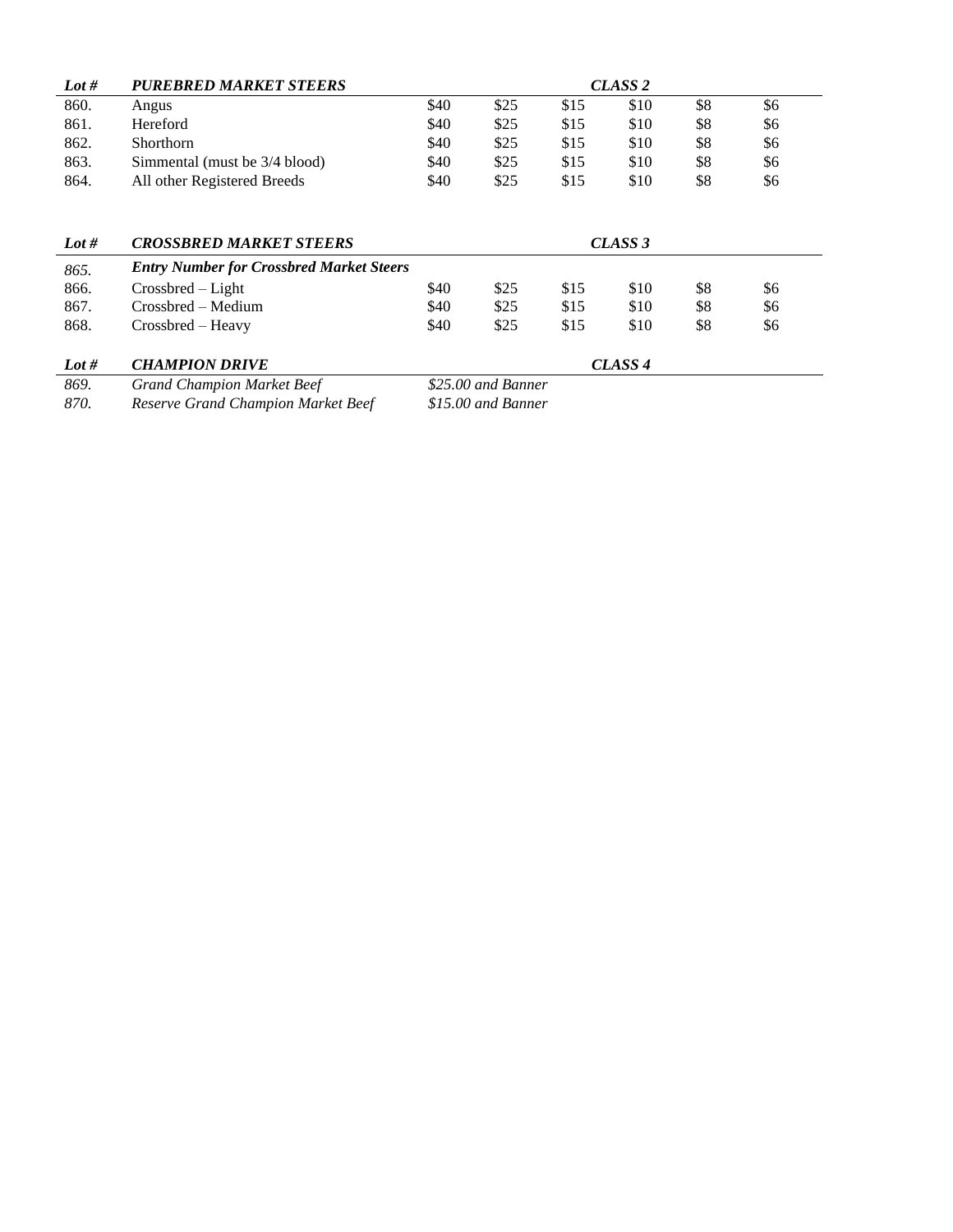| Lot # | PUREBRED MARKET STEERS | | | CLASS 2 | | | |
|---|---|---|---|---|---|---|---|
| 860. | Angus | $40 | $25 | $15 | $10 | $8 | $6 |
| 861. | Hereford | $40 | $25 | $15 | $10 | $8 | $6 |
| 862. | Shorthorn | $40 | $25 | $15 | $10 | $8 | $6 |
| 863. | Simmental (must be 3/4 blood) | $40 | $25 | $15 | $10 | $8 | $6 |
| 864. | All other Registered Breeds | $40 | $25 | $15 | $10 | $8 | $6 |

| Lot # | CROSSBRED MARKET STEERS | | | CLASS 3 | | | |
|---|---|---|---|---|---|---|---|
| *865.* | ***Entry Number for Crossbred Market Steers*** | | | | | | |
| 866. | Crossbred – Light | $40 | $25 | $15 | $10 | $8 | $6 |
| 867. | Crossbred – Medium | $40 | $25 | $15 | $10 | $8 | $6 |
| 868. | Crossbred – Heavy | $40 | $25 | $15 | $10 | $8 | $6 |

| Lot # | CHAMPION DRIVE | | CLASS 4 |
|---|---|---|---|
| *869.* | *Grand Champion Market Beef* | *$25.00 and Banner* | |
| *870.* | *Reserve Grand Champion Market Beef* | *$15.00 and Banner* | |